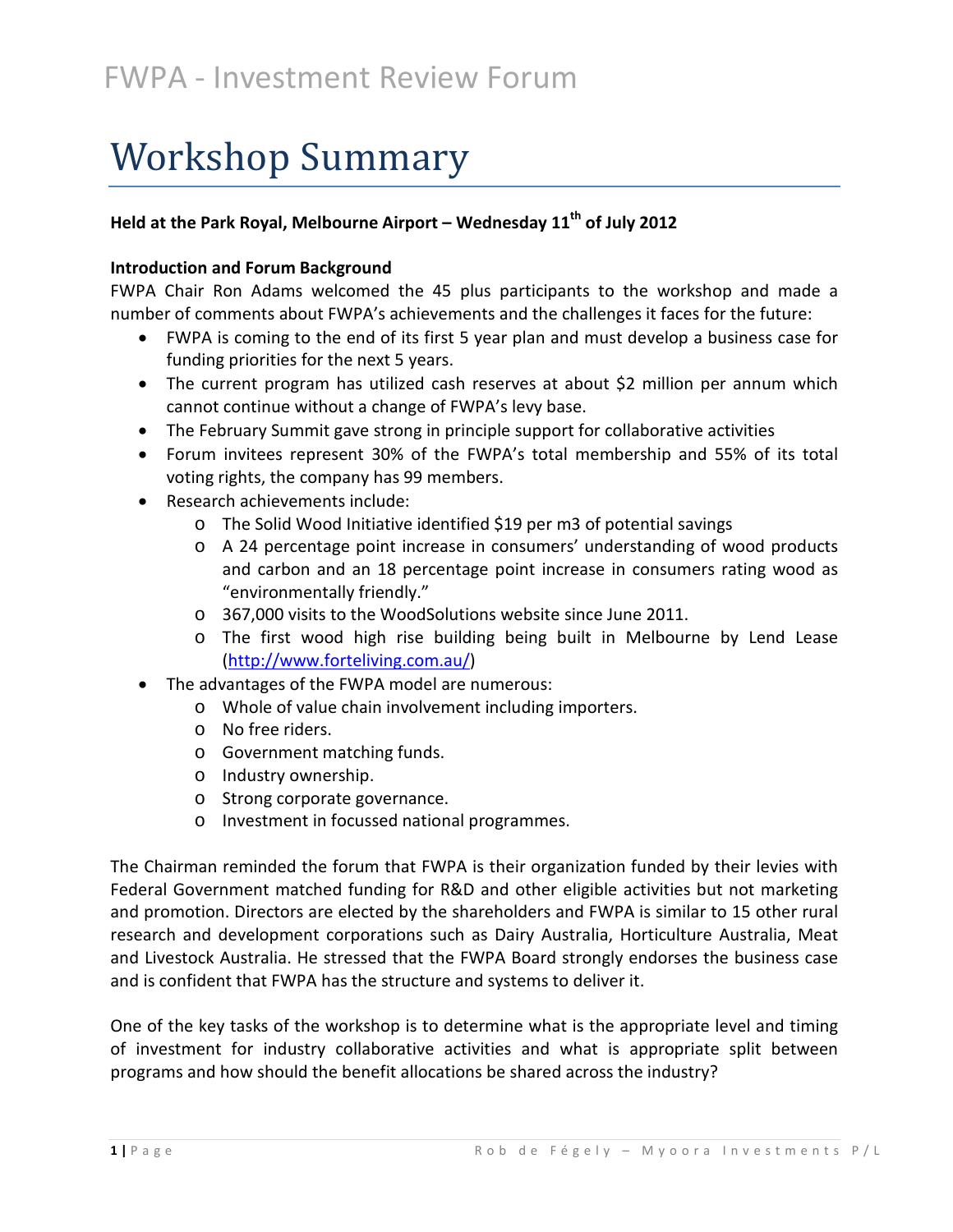# FWPA - Investment Review Forum

# Workshop Summary

**Held at the Park Royal, Melbourne Airport – Wednesday 11th of July 2012**

**Introduction and Forum Background**

FWPA Chair Ron Adams welcomed the 45 plus participants to the workshop and made a number of comments about FWPA's achievements and the challenges it faces for the future:

- FWPA is coming to the end of its first 5 year plan and must develop a business case for funding priorities for the next 5 years.
- The current program has utilized cash reserves at about $2 million per annum which cannot continue without a change of FWPA's levy base.
- The February Summit gave strong in principle support for collaborative activities
- Forum invitees represent 30% of the FWPA's total membership and 55% of its total voting rights, the company has 99 members.
- Research achievements include:
  - The Solid Wood Initiative identified $19 per m3 of potential savings
  - A 24 percentage point increase in consumers' understanding of wood products and carbon and an 18 percentage point increase in consumers rating wood as "environmentally friendly."
  - 367,000 visits to the WoodSolutions website since June 2011.
  - The first wood high rise building being built in Melbourne by Lend Lease (http://www.forteliving.com.au/)
- The advantages of the FWPA model are numerous:
  - Whole of value chain involvement including importers.
  - No free riders.
  - Government matching funds.
  - Industry ownership.
  - Strong corporate governance.
  - Investment in focussed national programmes.

The Chairman reminded the forum that FWPA is their organization funded by their levies with Federal Government matched funding for R&D and other eligible activities but not marketing and promotion. Directors are elected by the shareholders and FWPA is similar to 15 other rural research and development corporations such as Dairy Australia, Horticulture Australia, Meat and Livestock Australia. He stressed that the FWPA Board strongly endorses the business case and is confident that FWPA has the structure and systems to deliver it.

One of the key tasks of the workshop is to determine what is the appropriate level and timing of investment for industry collaborative activities and what is appropriate split between programs and how should the benefit allocations be shared across the industry?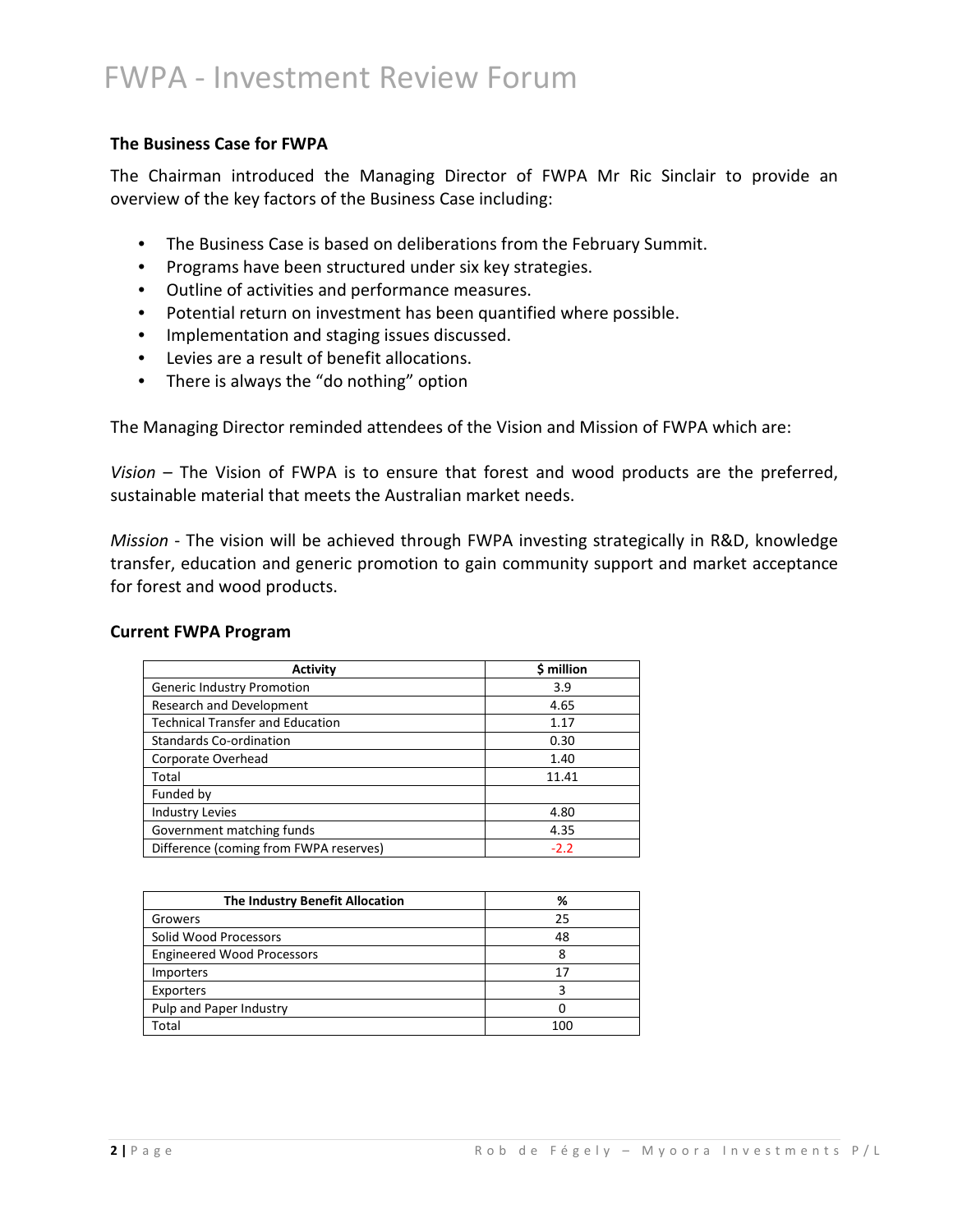### The Business Case for FWPA

The Chairman introduced the Managing Director of FWPA Mr Ric Sinclair to provide an overview of the key factors of the Business Case including:

- The Business Case is based on deliberations from the February Summit.
- Programs have been structured under six key strategies.
- Outline of activities and performance measures.
- Potential return on investment has been quantified where possible.
- Implementation and staging issues discussed.
- Levies are a result of benefit allocations.
- There is always the "do nothing" option

The Managing Director reminded attendees of the Vision and Mission of FWPA which are:

*Vision* – The Vision of FWPA is to ensure that forest and wood products are the preferred, sustainable material that meets the Australian market needs.

*Mission* - The vision will be achieved through FWPA investing strategically in R&D, knowledge transfer, education and generic promotion to gain community support and market acceptance for forest and wood products.

### Current FWPA Program

| Activity | $ million |
|---|---|
| Generic Industry Promotion | 3.9 |
| Research and Development | 4.65 |
| Technical Transfer and Education | 1.17 |
| Standards Co-ordination | 0.30 |
| Corporate Overhead | 1.40 |
| Total | 11.41 |
| Funded by | |
| Industry Levies | 4.80 |
| Government matching funds | 4.35 |
| Difference (coming from FWPA reserves) | -2.2 |

| The Industry Benefit Allocation | % |
|---|---|
| Growers | 25 |
| Solid Wood Processors | 48 |
| Engineered Wood Processors | 8 |
| Importers | 17 |
| Exporters | 3 |
| Pulp and Paper Industry | 0 |
| Total | 100 |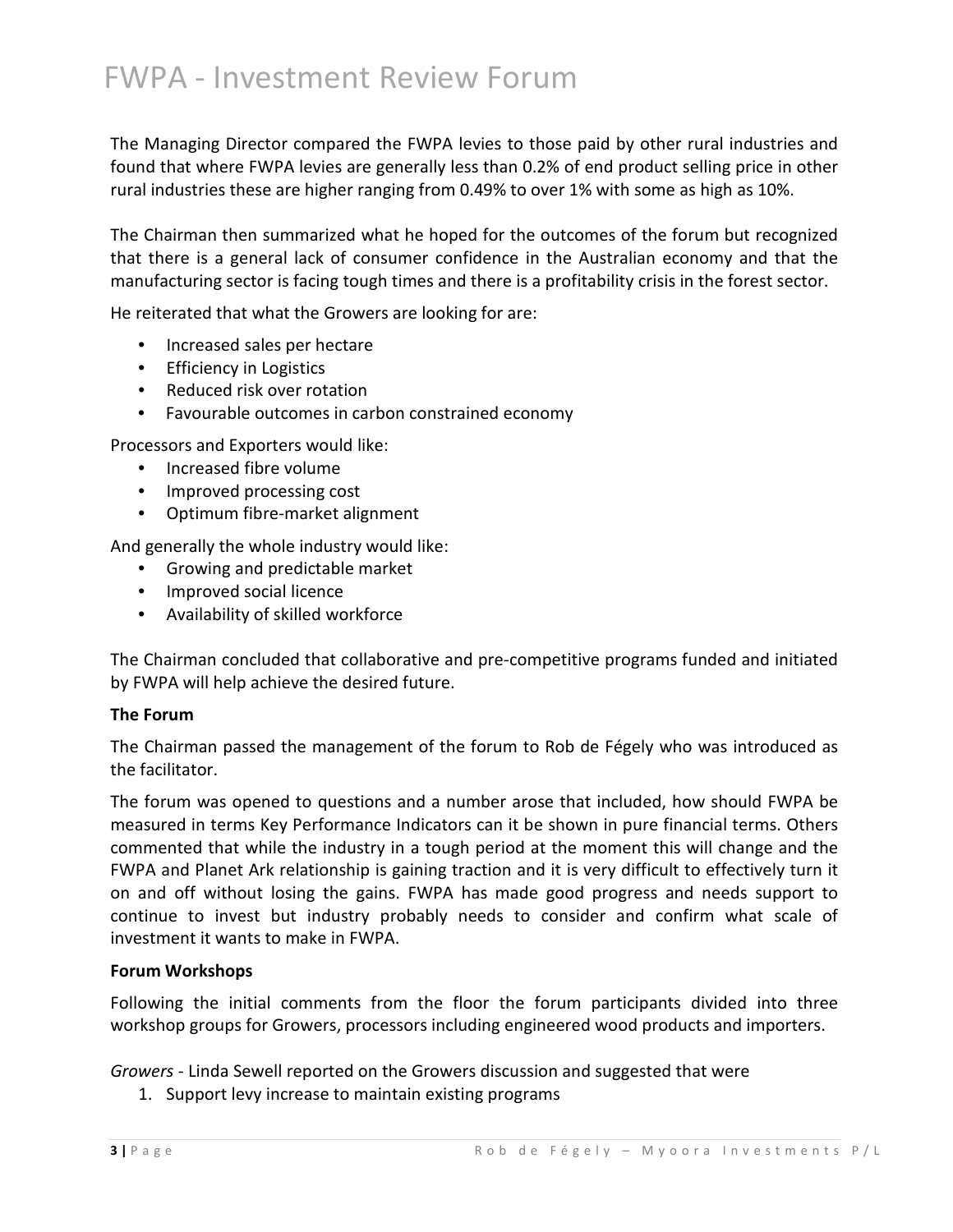The Managing Director compared the FWPA levies to those paid by other rural industries and found that where FWPA levies are generally less than 0.2% of end product selling price in other rural industries these are higher ranging from 0.49% to over 1% with some as high as 10%.

The Chairman then summarized what he hoped for the outcomes of the forum but recognized that there is a general lack of consumer confidence in the Australian economy and that the manufacturing sector is facing tough times and there is a profitability crisis in the forest sector.

He reiterated that what the Growers are looking for are:

- Increased sales per hectare
- Efficiency in Logistics
- Reduced risk over rotation
- Favourable outcomes in carbon constrained economy

Processors and Exporters would like:

- Increased fibre volume
- Improved processing cost
- Optimum fibre-market alignment

And generally the whole industry would like:

- Growing and predictable market
- Improved social licence
- Availability of skilled workforce

The Chairman concluded that collaborative and pre-competitive programs funded and initiated by FWPA will help achieve the desired future.

**The Forum**

The Chairman passed the management of the forum to Rob de Fégely who was introduced as the facilitator.

The forum was opened to questions and a number arose that included, how should FWPA be measured in terms Key Performance Indicators can it be shown in pure financial terms. Others commented that while the industry in a tough period at the moment this will change and the FWPA and Planet Ark relationship is gaining traction and it is very difficult to effectively turn it on and off without losing the gains. FWPA has made good progress and needs support to continue to invest but industry probably needs to consider and confirm what scale of investment it wants to make in FWPA.

**Forum Workshops**

Following the initial comments from the floor the forum participants divided into three workshop groups for Growers, processors including engineered wood products and importers.

*Growers* - Linda Sewell reported on the Growers discussion and suggested that were

1. Support levy increase to maintain existing programs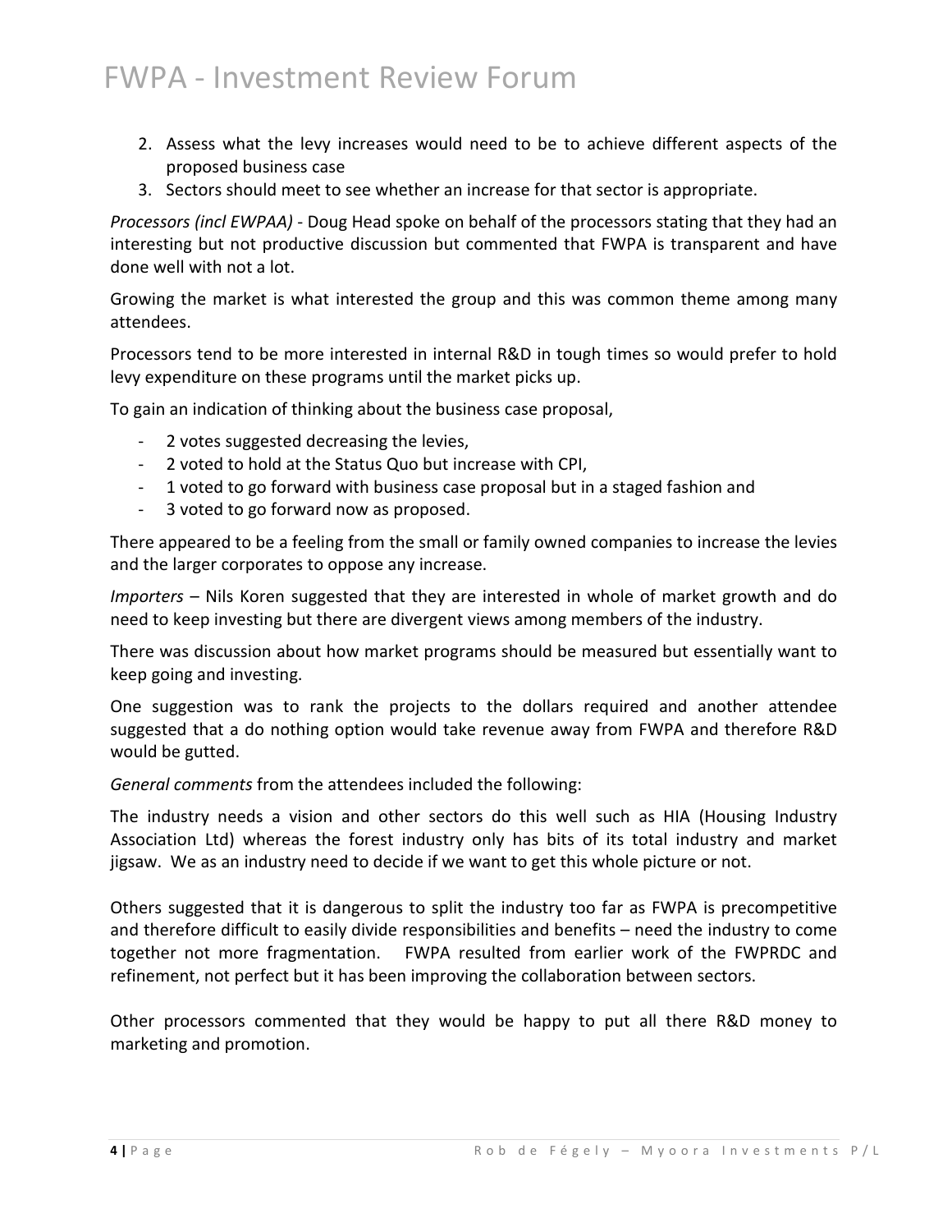2. Assess what the levy increases would need to be to achieve different aspects of the proposed business case
3. Sectors should meet to see whether an increase for that sector is appropriate.

*Processors (incl EWPAA)* - Doug Head spoke on behalf of the processors stating that they had an interesting but not productive discussion but commented that FWPA is transparent and have done well with not a lot.

Growing the market is what interested the group and this was common theme among many attendees.

Processors tend to be more interested in internal R&D in tough times so would prefer to hold levy expenditure on these programs until the market picks up.

To gain an indication of thinking about the business case proposal,

- 2 votes suggested decreasing the levies,
- 2 voted to hold at the Status Quo but increase with CPI,
- 1 voted to go forward with business case proposal but in a staged fashion and
- 3 voted to go forward now as proposed.

There appeared to be a feeling from the small or family owned companies to increase the levies and the larger corporates to oppose any increase.

*Importers* – Nils Koren suggested that they are interested in whole of market growth and do need to keep investing but there are divergent views among members of the industry.

There was discussion about how market programs should be measured but essentially want to keep going and investing.

One suggestion was to rank the projects to the dollars required and another attendee suggested that a do nothing option would take revenue away from FWPA and therefore R&D would be gutted.

*General comments* from the attendees included the following:

The industry needs a vision and other sectors do this well such as HIA (Housing Industry Association Ltd) whereas the forest industry only has bits of its total industry and market jigsaw. We as an industry need to decide if we want to get this whole picture or not.

Others suggested that it is dangerous to split the industry too far as FWPA is precompetitive and therefore difficult to easily divide responsibilities and benefits – need the industry to come together not more fragmentation. FWPA resulted from earlier work of the FWPRDC and refinement, not perfect but it has been improving the collaboration between sectors.

Other processors commented that they would be happy to put all there R&D money to marketing and promotion.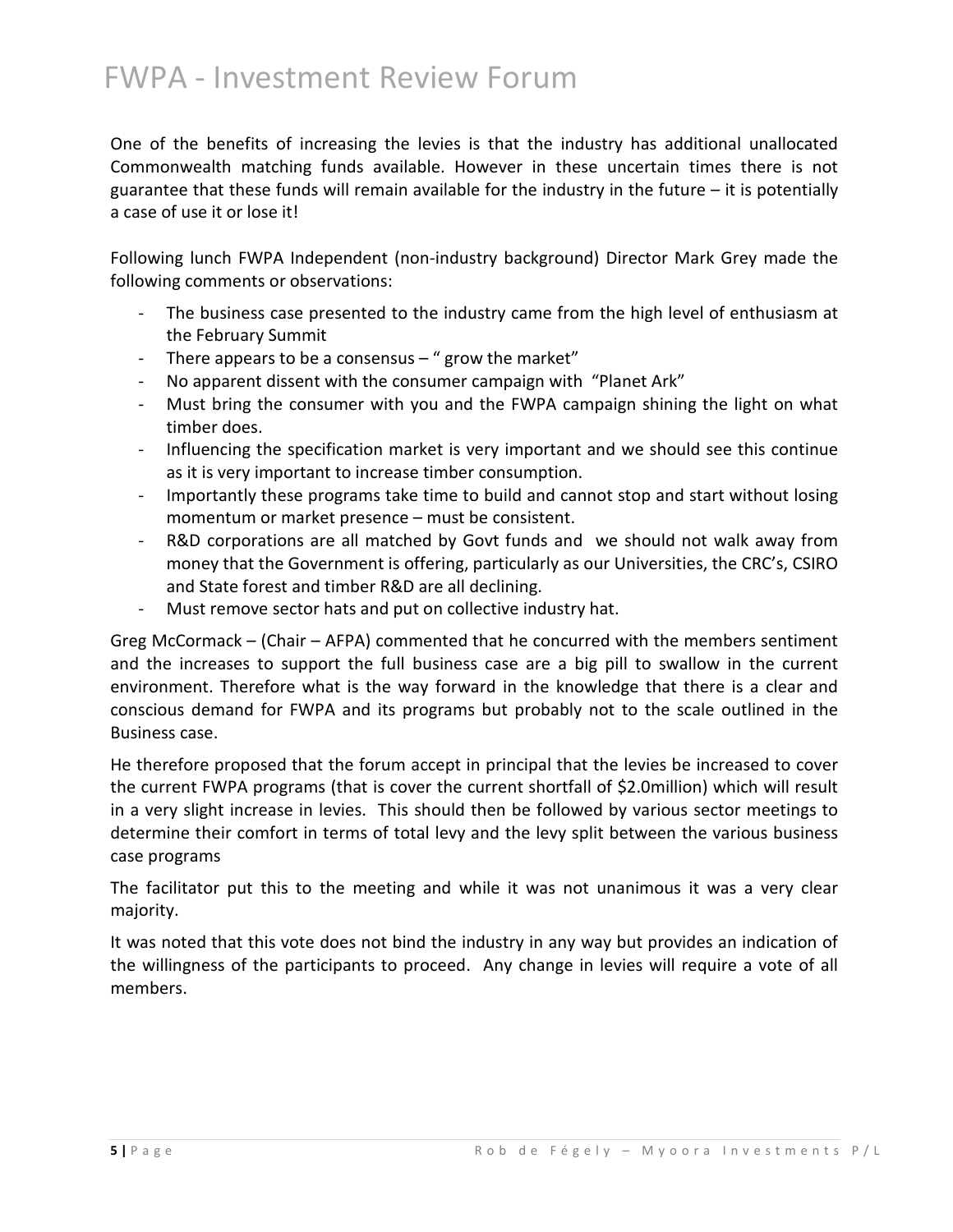One of the benefits of increasing the levies is that the industry has additional unallocated Commonwealth matching funds available. However in these uncertain times there is not guarantee that these funds will remain available for the industry in the future – it is potentially a case of use it or lose it!

Following lunch FWPA Independent (non-industry background) Director Mark Grey made the following comments or observations:

- The business case presented to the industry came from the high level of enthusiasm at the February Summit
- There appears to be a consensus – " grow the market"
- No apparent dissent with the consumer campaign with "Planet Ark"
- Must bring the consumer with you and the FWPA campaign shining the light on what timber does.
- Influencing the specification market is very important and we should see this continue as it is very important to increase timber consumption.
- Importantly these programs take time to build and cannot stop and start without losing momentum or market presence – must be consistent.
- R&D corporations are all matched by Govt funds and we should not walk away from money that the Government is offering, particularly as our Universities, the CRC's, CSIRO and State forest and timber R&D are all declining.
- Must remove sector hats and put on collective industry hat.

Greg McCormack – (Chair – AFPA) commented that he concurred with the members sentiment and the increases to support the full business case are a big pill to swallow in the current environment. Therefore what is the way forward in the knowledge that there is a clear and conscious demand for FWPA and its programs but probably not to the scale outlined in the Business case.

He therefore proposed that the forum accept in principal that the levies be increased to cover the current FWPA programs (that is cover the current shortfall of $2.0million) which will result in a very slight increase in levies. This should then be followed by various sector meetings to determine their comfort in terms of total levy and the levy split between the various business case programs

The facilitator put this to the meeting and while it was not unanimous it was a very clear majority.

It was noted that this vote does not bind the industry in any way but provides an indication of the willingness of the participants to proceed. Any change in levies will require a vote of all members.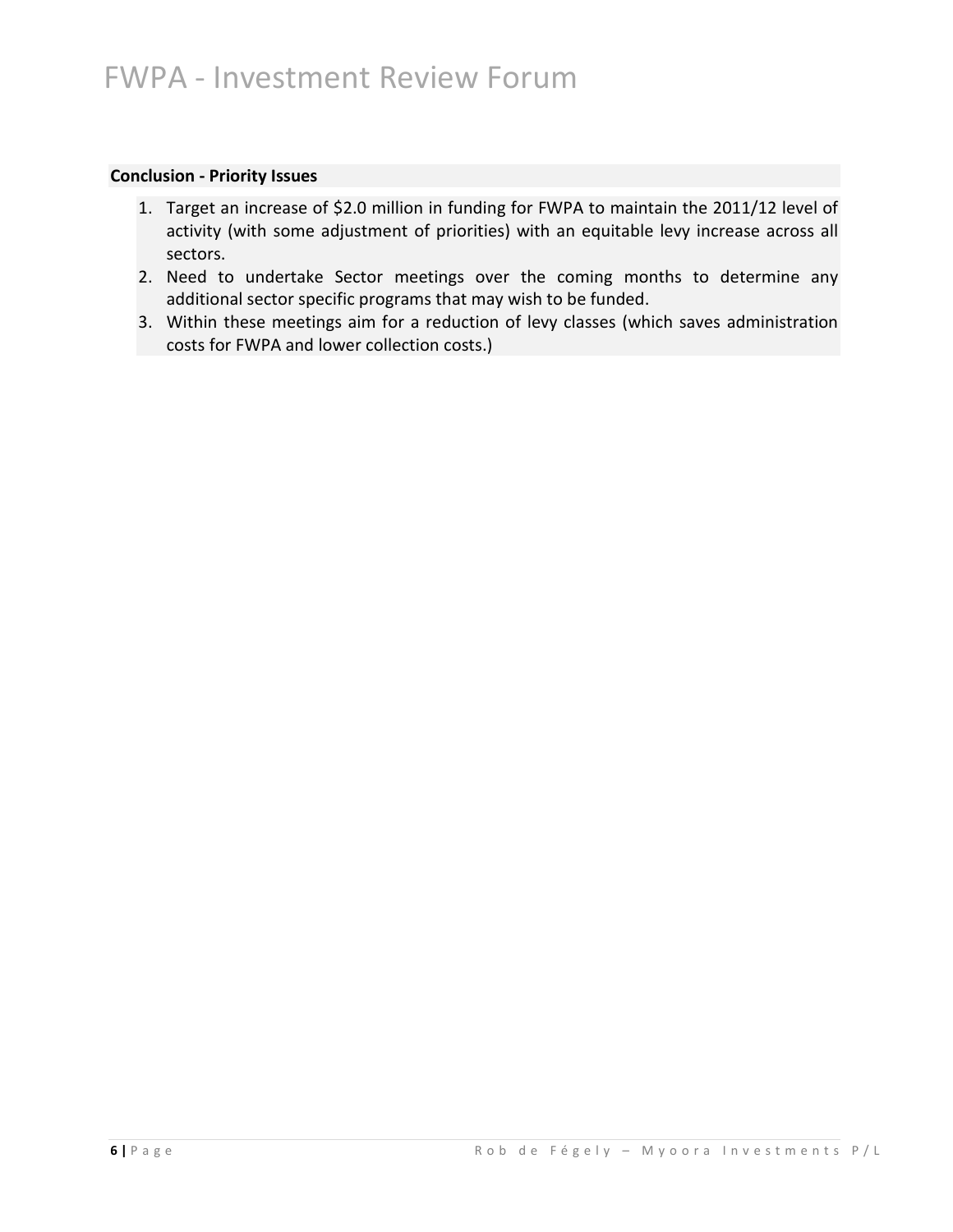**Conclusion - Priority Issues**

1. Target an increase of $2.0 million in funding for FWPA to maintain the 2011/12 level of activity (with some adjustment of priorities) with an equitable levy increase across all sectors.
2. Need to undertake Sector meetings over the coming months to determine any additional sector specific programs that may wish to be funded.
3. Within these meetings aim for a reduction of levy classes (which saves administration costs for FWPA and lower collection costs.)